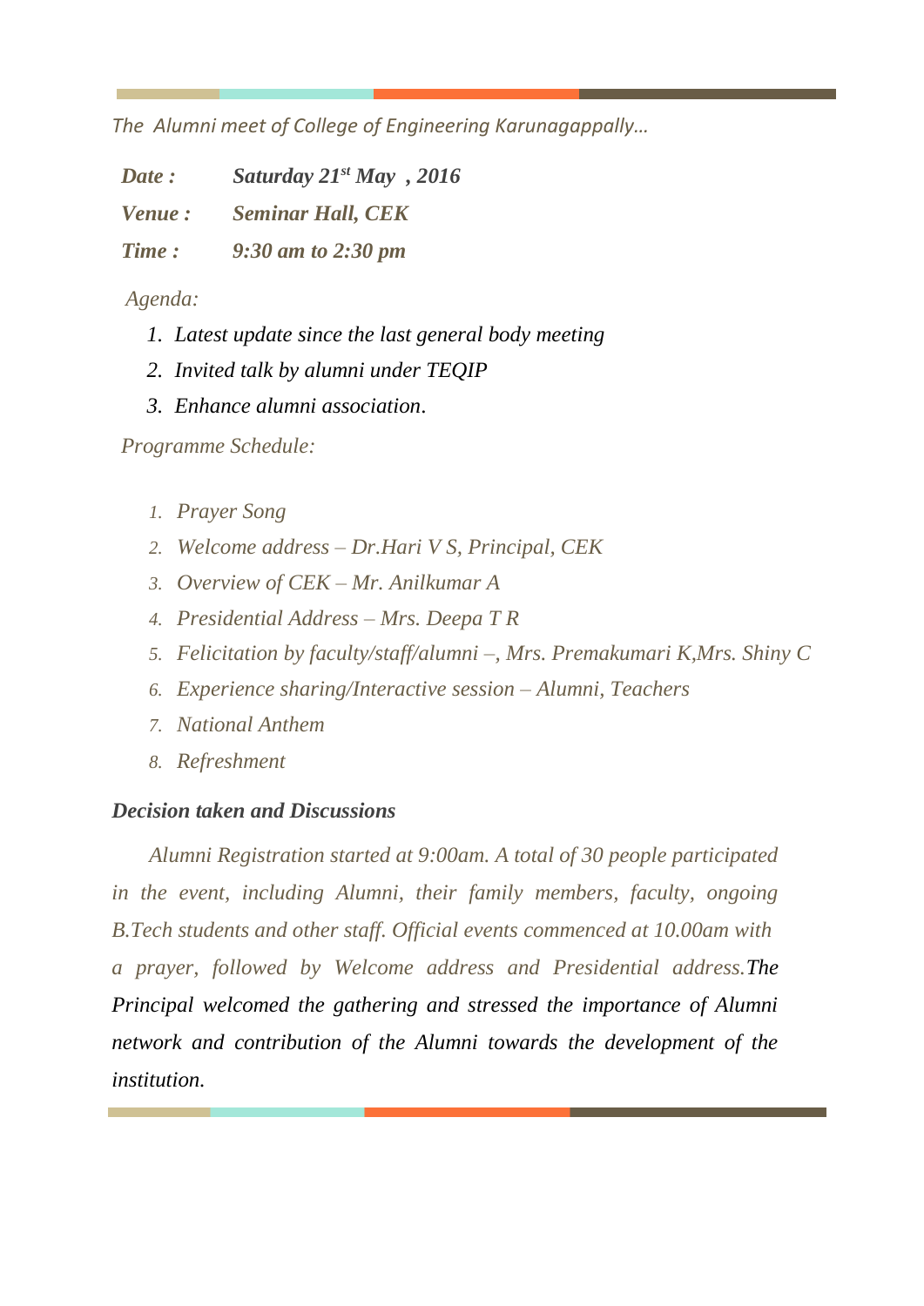*The Alumni meet of College of Engineering Karunagappally…*

***Date :*** ***Saturday 21st May , 2016***

***Venue :*** ***Seminar Hall, CEK***

***Time :*** ***9:30 am to 2:30 pm***

*Agenda:*

1. *Latest update since the last general body meeting*
2. *Invited talk by alumni under TEQIP*
3. *Enhance alumni association.*

*Programme Schedule:*

1. *Prayer Song*
2. *Welcome address – Dr.Hari V S, Principal, CEK*
3. *Overview of CEK – Mr. Anilkumar A*
4. *Presidential Address – Mrs. Deepa T R*
5. *Felicitation by faculty/staff/alumni –, Mrs. Premakumari K,Mrs. Shiny C*
6. *Experience sharing/Interactive session – Alumni, Teachers*
7. *National Anthem*
8. *Refreshment*

***Decision taken and Discussions***

*Alumni Registration started at 9:00am. A total of 30 people participated in the event, including Alumni, their family members, faculty, ongoing B.Tech students and other staff. Official events commenced at 10.00am with a prayer, followed by Welcome address and Presidential address. The Principal welcomed the gathering and stressed the importance of Alumni network and contribution of the Alumni towards the development of the institution.*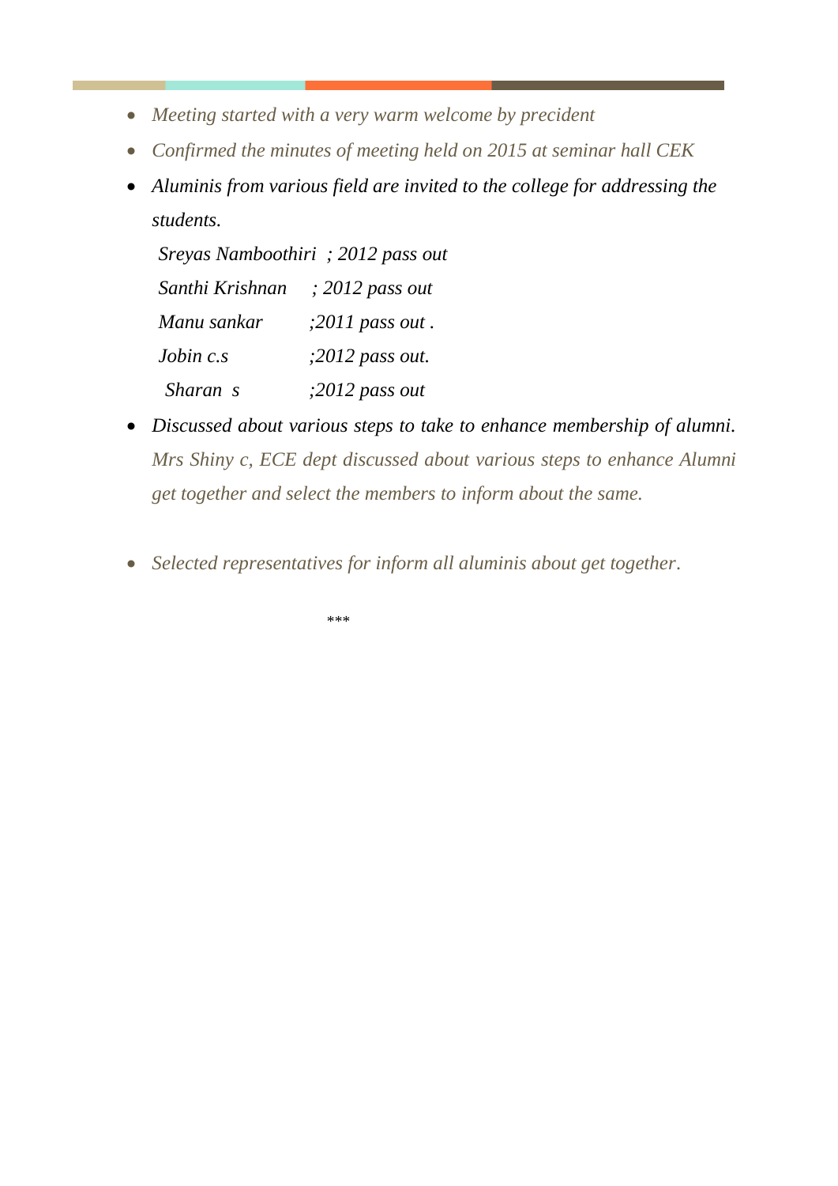- *Meeting started with a very warm welcome by precident*
- *Confirmed the minutes of meeting held on 2015 at seminar hall CEK*
- *Aluminis from various field are invited to the college for addressing the students.*

  *Sreyas Namboothiri ; 2012 pass out*

  *Santhi Krishnan ; 2012 pass out*

  *Manu sankar ;2011 pass out .*

  *Jobin c.s ;2012 pass out.*

  *Sharan s ;2012 pass out*

- *Discussed about various steps to take to enhance membership of alumni. Mrs Shiny c, ECE dept discussed about various steps to enhance Alumni get together and select the members to inform about the same.*

- *Selected representatives for inform all aluminis about get together.*

***